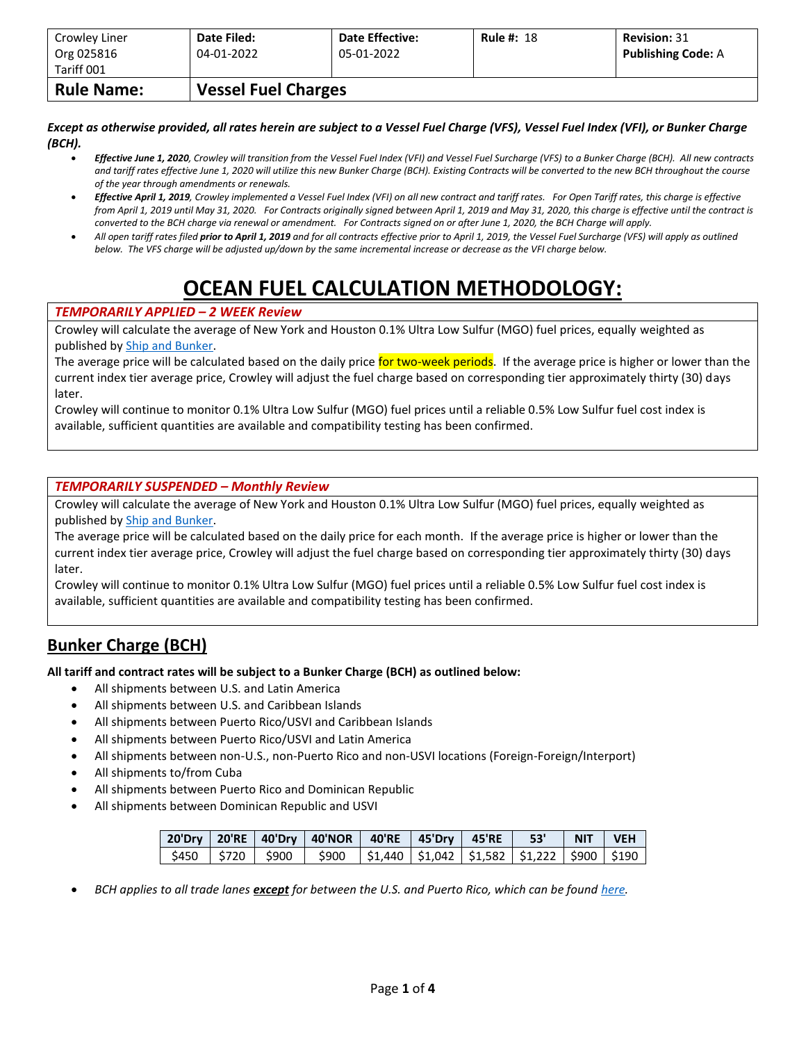| Crowley Liner Org 025816 Tariff 001 | **Date Filed:** 04-01-2022 | **Date Effective:** 05-01-2022 | **Rule #:** 18 | **Revision:** 31 **Publishing Code:** A |
|---|---|---|---|---|
| **Rule Name:** | **Vessel Fuel Charges** | | | |

***Except as otherwise provided, all rates herein are subject to a Vessel Fuel Charge (VFS), Vessel Fuel Index (VFI), or Bunker Charge (BCH).***

- ***Effective June 1, 2020**, Crowley will transition from the Vessel Fuel Index (VFI) and Vessel Fuel Surcharge (VFS) to a Bunker Charge (BCH). All new contracts and tariff rates effective June 1, 2020 will utilize this new Bunker Charge (BCH). Existing Contracts will be converted to the new BCH throughout the course of the year through amendments or renewals.*
- ***Effective April 1, 2019**, Crowley implemented a Vessel Fuel Index (VFI) on all new contract and tariff rates. For Open Tariff rates, this charge is effective from April 1, 2019 until May 31, 2020. For Contracts originally signed between April 1, 2019 and May 31, 2020, this charge is effective until the contract is converted to the BCH charge via renewal or amendment. For Contracts signed on or after June 1, 2020, the BCH Charge will apply.*
- *All open tariff rates filed **prior to April 1, 2019** and for all contracts effective prior to April 1, 2019, the Vessel Fuel Surcharge (VFS) will apply as outlined below. The VFS charge will be adjusted up/down by the same incremental increase or decrease as the VFI charge below.*

# OCEAN FUEL CALCULATION METHODOLOGY:

***TEMPORARILY APPLIED – 2 WEEK Review***

Crowley will calculate the average of New York and Houston 0.1% Ultra Low Sulfur (MGO) fuel prices, equally weighted as published by [Ship and Bunker](Ship and Bunker).

The average price will be calculated based on the daily price for two-week periods. If the average price is higher or lower than the current index tier average price, Crowley will adjust the fuel charge based on corresponding tier approximately thirty (30) days later.

Crowley will continue to monitor 0.1% Ultra Low Sulfur (MGO) fuel prices until a reliable 0.5% Low Sulfur fuel cost index is available, sufficient quantities are available and compatibility testing has been confirmed.

***TEMPORARILY SUSPENDED – Monthly Review***

Crowley will calculate the average of New York and Houston 0.1% Ultra Low Sulfur (MGO) fuel prices, equally weighted as published by [Ship and Bunker](Ship and Bunker).

The average price will be calculated based on the daily price for each month. If the average price is higher or lower than the current index tier average price, Crowley will adjust the fuel charge based on corresponding tier approximately thirty (30) days later.

Crowley will continue to monitor 0.1% Ultra Low Sulfur (MGO) fuel prices until a reliable 0.5% Low Sulfur fuel cost index is available, sufficient quantities are available and compatibility testing has been confirmed.

## Bunker Charge (BCH)

**All tariff and contract rates will be subject to a Bunker Charge (BCH) as outlined below:**

- All shipments between U.S. and Latin America
- All shipments between U.S. and Caribbean Islands
- All shipments between Puerto Rico/USVI and Caribbean Islands
- All shipments between Puerto Rico/USVI and Latin America
- All shipments between non-U.S., non-Puerto Rico and non-USVI locations (Foreign-Foreign/Interport)
- All shipments to/from Cuba
- All shipments between Puerto Rico and Dominican Republic
- All shipments between Dominican Republic and USVI

| 20'Dry | 20'RE | 40'Dry | 40'NOR | 40'RE | 45'Dry | 45'RE | 53' | NIT | VEH |
|---|---|---|---|---|---|---|---|---|---|
| $450 | $720 | $900 | $900 | $1,440 | $1,042 | $1,582 | $1,222 | $900 | $190 |

- *BCH applies to all trade lanes **except** for between the U.S. and Puerto Rico, which can be found [here](here).*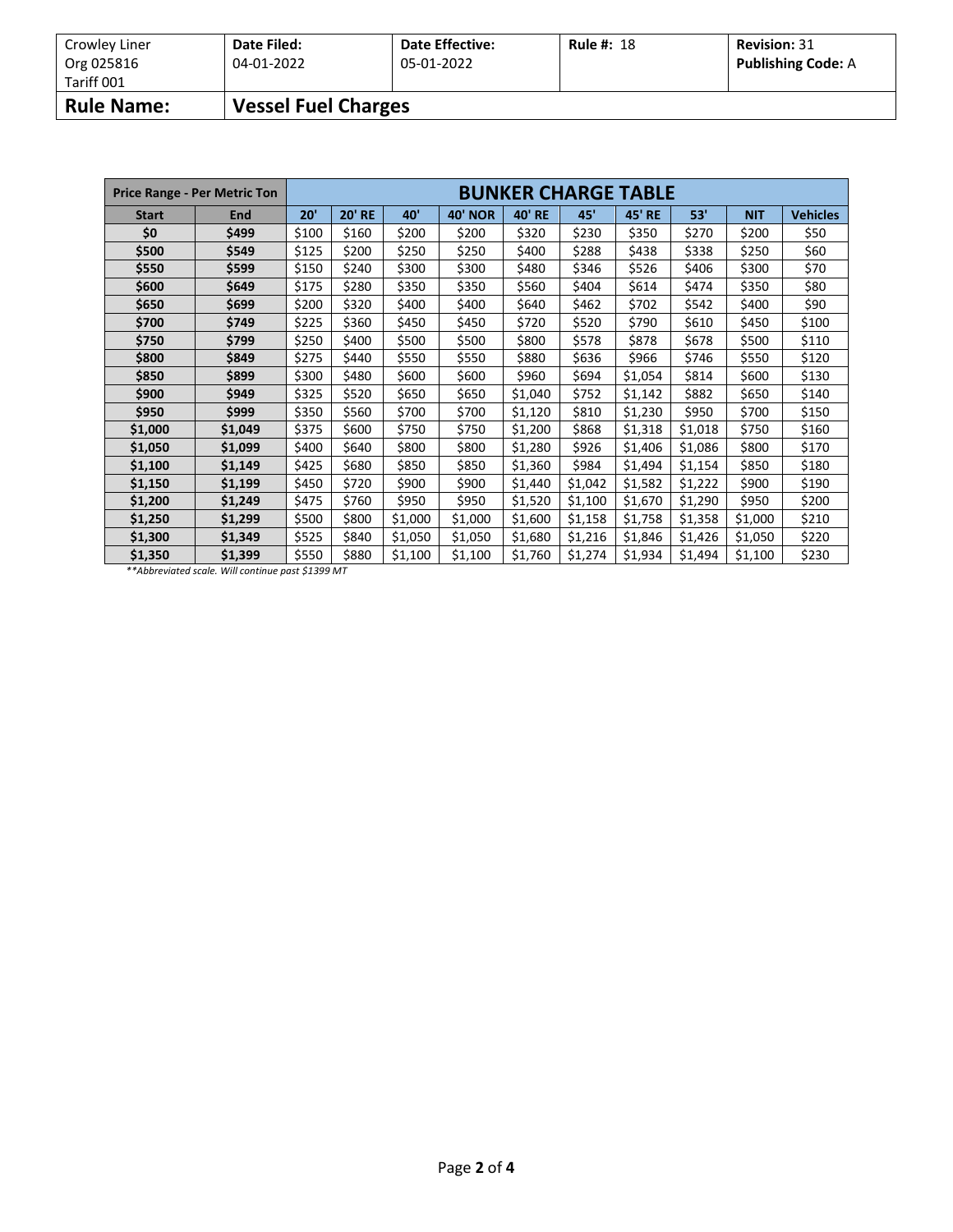| Crowley Liner Org 025816 Tariff 001 | Date Filed: 04-01-2022 | Date Effective: 05-01-2022 | Rule #: 18 | Revision: 31 Publishing Code: A |
|---|---|---|---|---|
| **Rule Name:** | **Vessel Fuel Charges** | | | |

| Price Range - Per Metric Ton | | BUNKER CHARGE TABLE | | | | | | | | | |
|---|---|---|---|---|---|---|---|---|---|---|---|
| **Start** | **End** | **20'** | **20' RE** | **40'** | **40' NOR** | **40' RE** | **45'** | **45' RE** | **53'** | **NIT** | **Vehicles** |
| **$0** | **$499** | $100 | $160 | $200 | $200 | $320 | $230 | $350 | $270 | $200 | $50 |
| **$500** | **$549** | $125 | $200 | $250 | $250 | $400 | $288 | $438 | $338 | $250 | $60 |
| **$550** | **$599** | $150 | $240 | $300 | $300 | $480 | $346 | $526 | $406 | $300 | $70 |
| **$600** | **$649** | $175 | $280 | $350 | $350 | $560 | $404 | $614 | $474 | $350 | $80 |
| **$650** | **$699** | $200 | $320 | $400 | $400 | $640 | $462 | $702 | $542 | $400 | $90 |
| **$700** | **$749** | $225 | $360 | $450 | $450 | $720 | $520 | $790 | $610 | $450 | $100 |
| **$750** | **$799** | $250 | $400 | $500 | $500 | $800 | $578 | $878 | $678 | $500 | $110 |
| **$800** | **$849** | $275 | $440 | $550 | $550 | $880 | $636 | $966 | $746 | $550 | $120 |
| **$850** | **$899** | $300 | $480 | $600 | $600 | $960 | $694 | $1,054 | $814 | $600 | $130 |
| **$900** | **$949** | $325 | $520 | $650 | $650 | $1,040 | $752 | $1,142 | $882 | $650 | $140 |
| **$950** | **$999** | $350 | $560 | $700 | $700 | $1,120 | $810 | $1,230 | $950 | $700 | $150 |
| **$1,000** | **$1,049** | $375 | $600 | $750 | $750 | $1,200 | $868 | $1,318 | $1,018 | $750 | $160 |
| **$1,050** | **$1,099** | $400 | $640 | $800 | $800 | $1,280 | $926 | $1,406 | $1,086 | $800 | $170 |
| **$1,100** | **$1,149** | $425 | $680 | $850 | $850 | $1,360 | $984 | $1,494 | $1,154 | $850 | $180 |
| **$1,150** | **$1,199** | $450 | $720 | $900 | $900 | $1,440 | $1,042 | $1,582 | $1,222 | $900 | $190 |
| **$1,200** | **$1,249** | $475 | $760 | $950 | $950 | $1,520 | $1,100 | $1,670 | $1,290 | $950 | $200 |
| **$1,250** | **$1,299** | $500 | $800 | $1,000 | $1,000 | $1,600 | $1,158 | $1,758 | $1,358 | $1,000 | $210 |
| **$1,300** | **$1,349** | $525 | $840 | $1,050 | $1,050 | $1,680 | $1,216 | $1,846 | $1,426 | $1,050 | $220 |
| **$1,350** | **$1,399** | $550 | $880 | $1,100 | $1,100 | $1,760 | $1,274 | $1,934 | $1,494 | $1,100 | $230 |

*\*\*Abbreviated scale. Will continue past $1399 MT*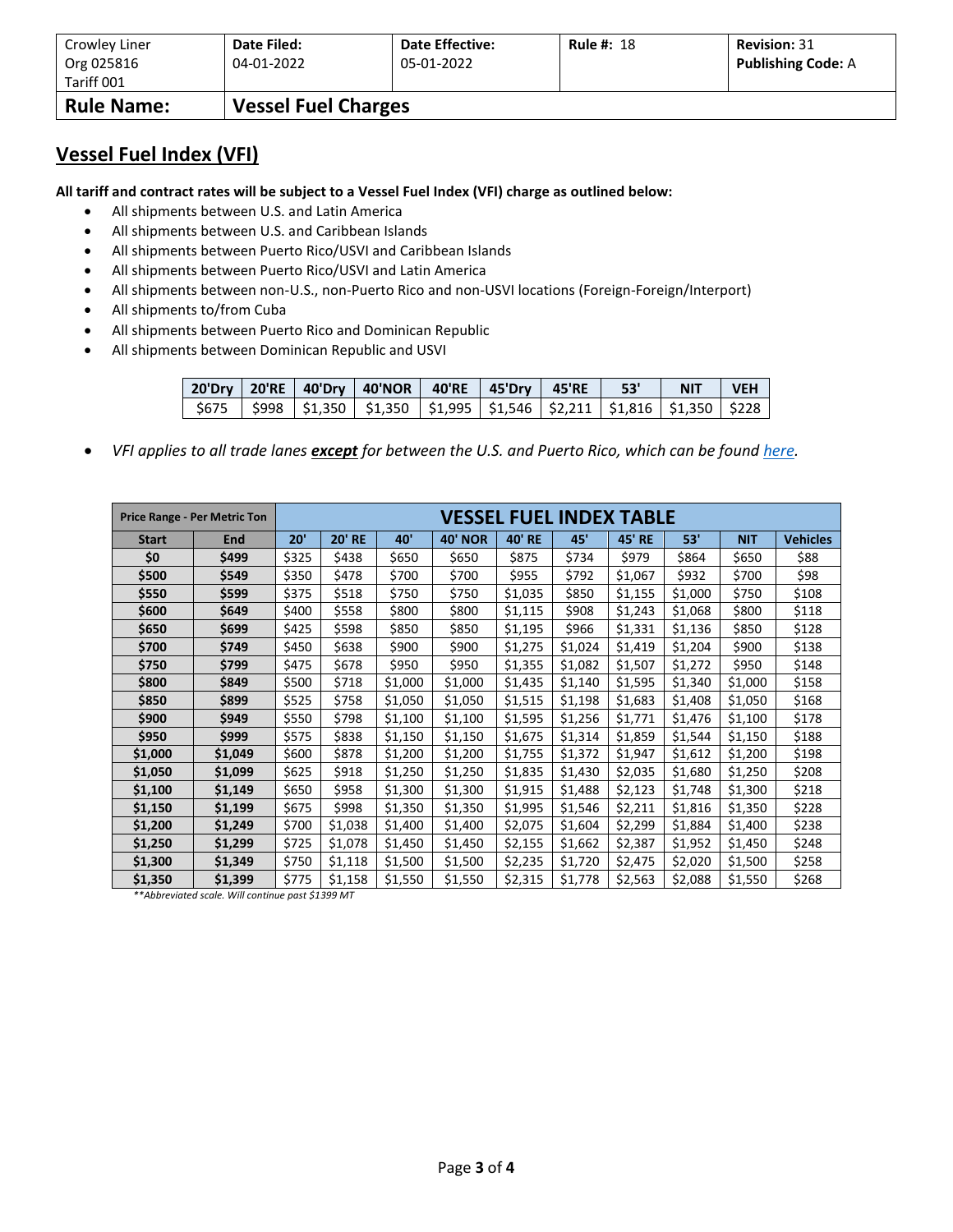| Crowley Liner Org 025816 Tariff 001 | **Date Filed:** 04-01-2022 | **Date Effective:** 05-01-2022 | **Rule #:** 18 | **Revision:** 31 **Publishing Code:** A |
|---|---|---|---|---|
| **Rule Name:** | **Vessel Fuel Charges** | | | |

## Vessel Fuel Index (VFI)

**All tariff and contract rates will be subject to a Vessel Fuel Index (VFI) charge as outlined below:**

- All shipments between U.S. and Latin America
- All shipments between U.S. and Caribbean Islands
- All shipments between Puerto Rico/USVI and Caribbean Islands
- All shipments between Puerto Rico/USVI and Latin America
- All shipments between non-U.S., non-Puerto Rico and non-USVI locations (Foreign-Foreign/Interport)
- All shipments to/from Cuba
- All shipments between Puerto Rico and Dominican Republic
- All shipments between Dominican Republic and USVI

| 20'Dry | 20'RE | 40'Dry | 40'NOR | 40'RE | 45'Dry | 45'RE | 53' | NIT | VEH |
|---|---|---|---|---|---|---|---|---|---|
| $675 | $998 | $1,350 | $1,350 | $1,995 | $1,546 | $2,211 | $1,816 | $1,350 | $228 |

- *VFI applies to all trade lanes* ***except*** *for between the U.S. and Puerto Rico, which can be found [here](here).*

| Price Range - Per Metric Ton | | VESSEL FUEL INDEX TABLE | | | | | | | | | |
|---|---|---|---|---|---|---|---|---|---|---|---|
| **Start** | **End** | **20'** | **20' RE** | **40'** | **40' NOR** | **40' RE** | **45'** | **45' RE** | **53'** | **NIT** | **Vehicles** |
| **$0** | **$499** | $325 | $438 | $650 | $650 | $875 | $734 | $979 | $864 | $650 | $88 |
| **$500** | **$549** | $350 | $478 | $700 | $700 | $955 | $792 | $1,067 | $932 | $700 | $98 |
| **$550** | **$599** | $375 | $518 | $750 | $750 | $1,035 | $850 | $1,155 | $1,000 | $750 | $108 |
| **$600** | **$649** | $400 | $558 | $800 | $800 | $1,115 | $908 | $1,243 | $1,068 | $800 | $118 |
| **$650** | **$699** | $425 | $598 | $850 | $850 | $1,195 | $966 | $1,331 | $1,136 | $850 | $128 |
| **$700** | **$749** | $450 | $638 | $900 | $900 | $1,275 | $1,024 | $1,419 | $1,204 | $900 | $138 |
| **$750** | **$799** | $475 | $678 | $950 | $950 | $1,355 | $1,082 | $1,507 | $1,272 | $950 | $148 |
| **$800** | **$849** | $500 | $718 | $1,000 | $1,000 | $1,435 | $1,140 | $1,595 | $1,340 | $1,000 | $158 |
| **$850** | **$899** | $525 | $758 | $1,050 | $1,050 | $1,515 | $1,198 | $1,683 | $1,408 | $1,050 | $168 |
| **$900** | **$949** | $550 | $798 | $1,100 | $1,100 | $1,595 | $1,256 | $1,771 | $1,476 | $1,100 | $178 |
| **$950** | **$999** | $575 | $838 | $1,150 | $1,150 | $1,675 | $1,314 | $1,859 | $1,544 | $1,150 | $188 |
| **$1,000** | **$1,049** | $600 | $878 | $1,200 | $1,200 | $1,755 | $1,372 | $1,947 | $1,612 | $1,200 | $198 |
| **$1,050** | **$1,099** | $625 | $918 | $1,250 | $1,250 | $1,835 | $1,430 | $2,035 | $1,680 | $1,250 | $208 |
| **$1,100** | **$1,149** | $650 | $958 | $1,300 | $1,300 | $1,915 | $1,488 | $2,123 | $1,748 | $1,300 | $218 |
| **$1,150** | **$1,199** | $675 | $998 | $1,350 | $1,350 | $1,995 | $1,546 | $2,211 | $1,816 | $1,350 | $228 |
| **$1,200** | **$1,249** | $700 | $1,038 | $1,400 | $1,400 | $2,075 | $1,604 | $2,299 | $1,884 | $1,400 | $238 |
| **$1,250** | **$1,299** | $725 | $1,078 | $1,450 | $1,450 | $2,155 | $1,662 | $2,387 | $1,952 | $1,450 | $248 |
| **$1,300** | **$1,349** | $750 | $1,118 | $1,500 | $1,500 | $2,235 | $1,720 | $2,475 | $2,020 | $1,500 | $258 |
| **$1,350** | **$1,399** | $775 | $1,158 | $1,550 | $1,550 | $2,315 | $1,778 | $2,563 | $2,088 | $1,550 | $268 |

*\*\*Abbreviated scale. Will continue past $1399 MT*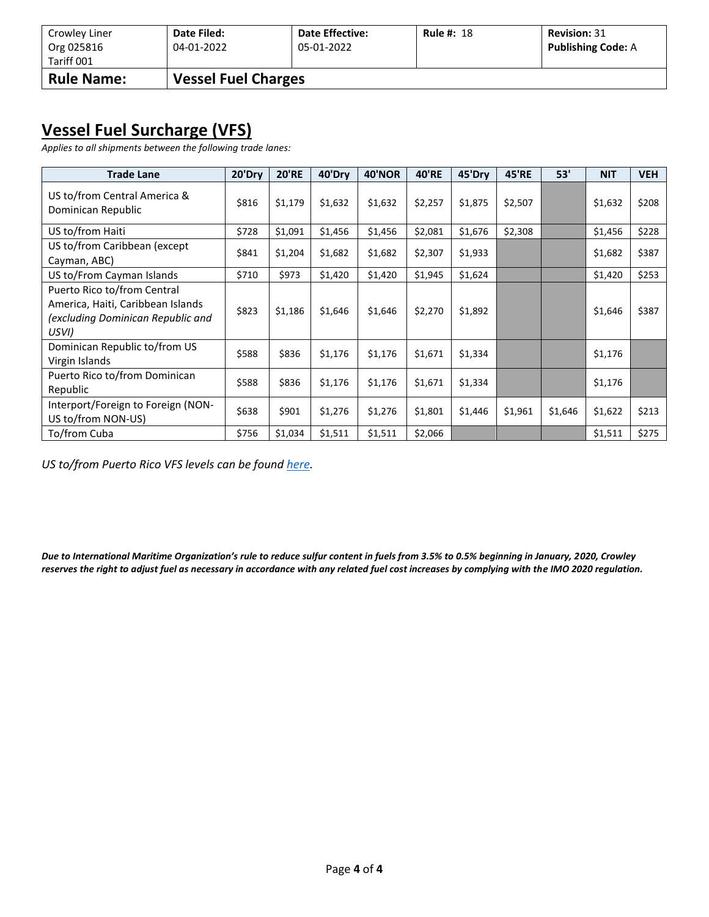| Crowley Liner Org 025816 Tariff 001 | Date Filed: 04-01-2022 | Date Effective: 05-01-2022 | Rule #: 18 | Revision: 31 Publishing Code: A |
|---|---|---|---|---|
| **Rule Name:** | **Vessel Fuel Charges** | | | |

## Vessel Fuel Surcharge (VFS)

*Applies to all shipments between the following trade lanes:*

| Trade Lane | 20'Dry | 20'RE | 40'Dry | 40'NOR | 40'RE | 45'Dry | 45'RE | 53' | NIT | VEH |
|---|---|---|---|---|---|---|---|---|---|---|
| US to/from Central America & Dominican Republic | $816 | $1,179 | $1,632 | $1,632 | $2,257 | $1,875 | $2,507 | | $1,632 | $208 |
| US to/from Haiti | $728 | $1,091 | $1,456 | $1,456 | $2,081 | $1,676 | $2,308 | | $1,456 | $228 |
| US to/from Caribbean (except Cayman, ABC) | $841 | $1,204 | $1,682 | $1,682 | $2,307 | $1,933 | | | $1,682 | $387 |
| US to/From Cayman Islands | $710 | $973 | $1,420 | $1,420 | $1,945 | $1,624 | | | $1,420 | $253 |
| Puerto Rico to/from Central America, Haiti, Caribbean Islands *(excluding Dominican Republic and USVI)* | $823 | $1,186 | $1,646 | $1,646 | $2,270 | $1,892 | | | $1,646 | $387 |
| Dominican Republic to/from US Virgin Islands | $588 | $836 | $1,176 | $1,176 | $1,671 | $1,334 | | | $1,176 | |
| Puerto Rico to/from Dominican Republic | $588 | $836 | $1,176 | $1,176 | $1,671 | $1,334 | | | $1,176 | |
| Interport/Foreign to Foreign (NON-US to/from NON-US) | $638 | $901 | $1,276 | $1,276 | $1,801 | $1,446 | $1,961 | $1,646 | $1,622 | $213 |
| To/from Cuba | $756 | $1,034 | $1,511 | $1,511 | $2,066 | | | | $1,511 | $275 |

*US to/from Puerto Rico VFS levels can be found here.*

***Due to International Maritime Organization's rule to reduce sulfur content in fuels from 3.5% to 0.5% beginning in January, 2020, Crowley reserves the right to adjust fuel as necessary in accordance with any related fuel cost increases by complying with the IMO 2020 regulation.***